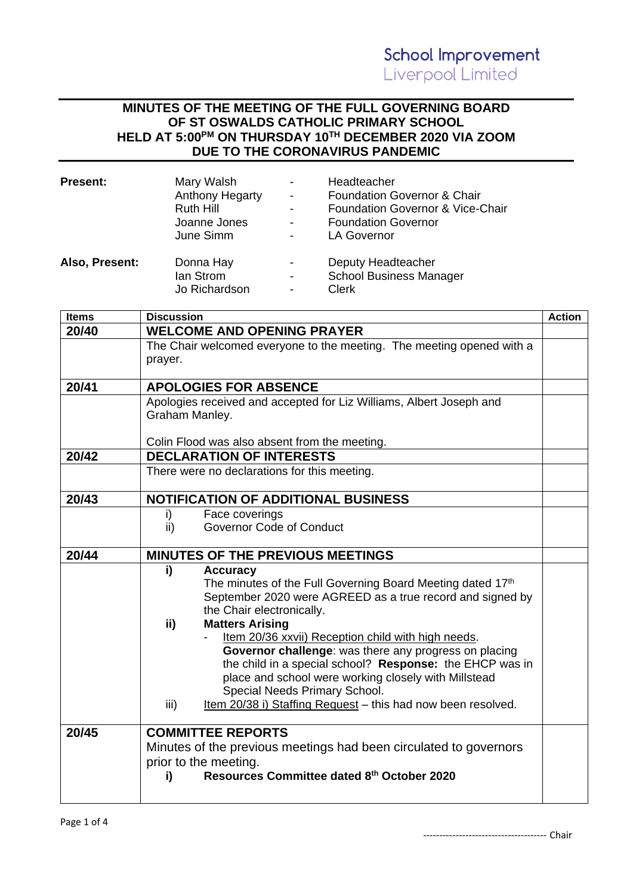School Improvement
Liverpool Limited

# MINUTES OF THE MEETING OF THE FULL GOVERNING BOARD OF ST OSWALDS CATHOLIC PRIMARY SCHOOL HELD AT 5:00PM ON THURSDAY 10TH DECEMBER 2020 VIA ZOOM DUE TO THE CORONAVIRUS PANDEMIC

| | | | |
|---|---|---|---|
| **Present:** | Mary Walsh | - | Headteacher |
| | Anthony Hegarty | - | Foundation Governor & Chair |
| | Ruth Hill | - | Foundation Governor & Vice-Chair |
| | Joanne Jones | - | Foundation Governor |
| | June Simm | - | LA Governor |
| **Also, Present:** | Donna Hay | - | Deputy Headteacher |
| | Ian Strom | - | School Business Manager |
| | Jo Richardson | - | Clerk |

| Items | Discussion | Action |
|---|---|---|
| **20/40** | **WELCOME AND OPENING PRAYER** | |
| | The Chair welcomed everyone to the meeting. The meeting opened with a prayer. | |
| **20/41** | **APOLOGIES FOR ABSENCE** | |
| | Apologies received and accepted for Liz Williams, Albert Joseph and Graham Manley.<br><br>Colin Flood was also absent from the meeting. | |
| **20/42** | **DECLARATION OF INTERESTS** | |
| | There were no declarations for this meeting. | |
| **20/43** | **NOTIFICATION OF ADDITIONAL BUSINESS** | |
| | i) Face coverings<br>ii) Governor Code of Conduct | |
| **20/44** | **MINUTES OF THE PREVIOUS MEETINGS** | |
| | **i) Accuracy**<br>The minutes of the Full Governing Board Meeting dated 17th September 2020 were AGREED as a true record and signed by the Chair electronically.<br>**ii) Matters Arising**<br>- Item 20/36 xxvii) Reception child with high needs.<br>**Governor challenge**: was there any progress on placing the child in a special school? **Response:** the EHCP was in place and school were working closely with Millstead Special Needs Primary School.<br>iii) Item 20/38 i) Staffing Request – this had now been resolved. | |
| **20/45** | **COMMITTEE REPORTS**<br>Minutes of the previous meetings had been circulated to governors prior to the meeting.<br>**i) Resources Committee dated 8th October 2020** | |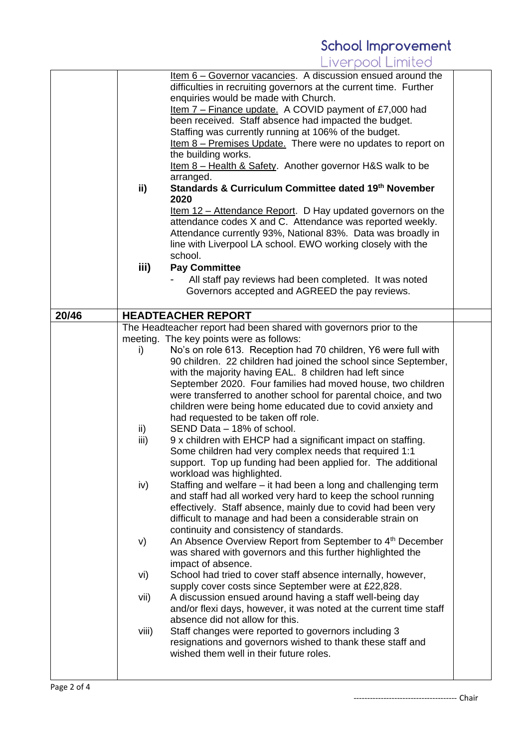| | | |
|---|---|---|
| | Item 6 – Governor vacancies. A discussion ensued around the difficulties in recruiting governors at the current time. Further enquiries would be made with Church.<br>Item 7 – Finance update. A COVID payment of £7,000 had been received. Staff absence had impacted the budget. Staffing was currently running at 106% of the budget.<br>Item 8 – Premises Update. There were no updates to report on the building works.<br>Item 8 – Health & Safety. Another governor H&S walk to be arranged.<br>**ii) Standards & Curriculum Committee dated 19th November 2020**<br>Item 12 – Attendance Report. D Hay updated governors on the attendance codes X and C. Attendance was reported weekly. Attendance currently 93%, National 83%. Data was broadly in line with Liverpool LA school. EWO working closely with the school.<br>**iii) Pay Committee**<br>- All staff pay reviews had been completed. It was noted Governors accepted and AGREED the pay reviews. | |
| **20/46** | **HEADTEACHER REPORT** | |
| | The Headteacher report had been shared with governors prior to the meeting. The key points were as follows:<br>i) No's on role 613. Reception had 70 children, Y6 were full with 90 children. 22 children had joined the school since September, with the majority having EAL. 8 children had left since September 2020. Four families had moved house, two children were transferred to another school for parental choice, and two children were being home educated due to covid anxiety and had requested to be taken off role.<br>ii) SEND Data – 18% of school.<br>iii) 9 x children with EHCP had a significant impact on staffing. Some children had very complex needs that required 1:1 support. Top up funding had been applied for. The additional workload was highlighted.<br>iv) Staffing and welfare – it had been a long and challenging term and staff had all worked very hard to keep the school running effectively. Staff absence, mainly due to covid had been very difficult to manage and had been a considerable strain on continuity and consistency of standards.<br>v) An Absence Overview Report from September to 4th December was shared with governors and this further highlighted the impact of absence.<br>vi) School had tried to cover staff absence internally, however, supply cover costs since September were at £22,828.<br>vii) A discussion ensued around having a staff well-being day and/or flexi days, however, it was noted at the current time staff absence did not allow for this.<br>viii) Staff changes were reported to governors including 3 resignations and governors wished to thank these staff and wished them well in their future roles. | |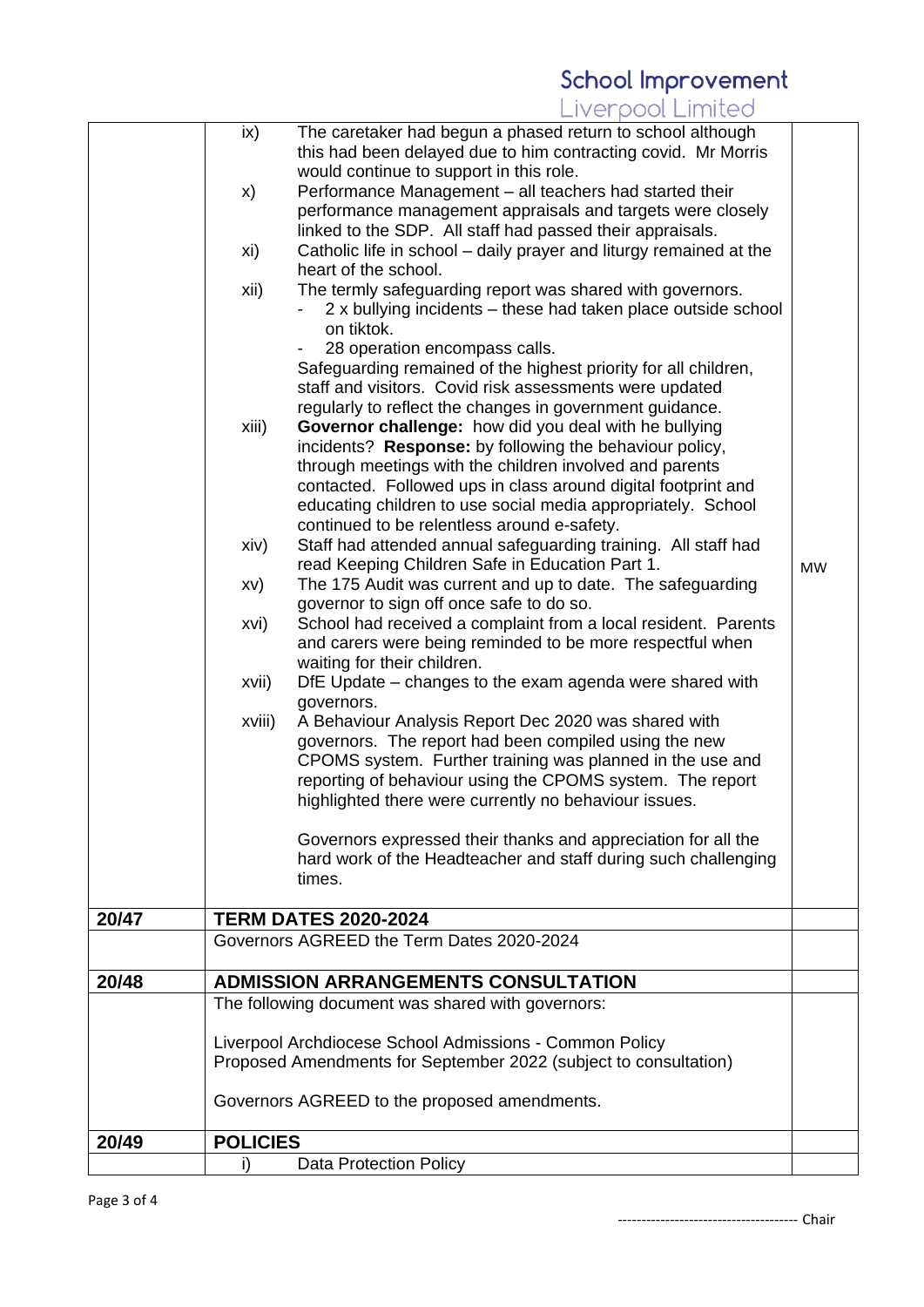| | | |
|---|---|---|
| | ix) The caretaker had begun a phased return to school although this had been delayed due to him contracting covid. Mr Morris would continue to support in this role.<br>x) Performance Management – all teachers had started their performance management appraisals and targets were closely linked to the SDP. All staff had passed their appraisals.<br>xi) Catholic life in school – daily prayer and liturgy remained at the heart of the school.<br>xii) The termly safeguarding report was shared with governors.<br>- 2 x bullying incidents – these had taken place outside school on tiktok.<br>- 28 operation encompass calls.<br>Safeguarding remained of the highest priority for all children, staff and visitors. Covid risk assessments were updated regularly to reflect the changes in government guidance.<br>xiii) **Governor challenge:** how did you deal with he bullying incidents? **Response:** by following the behaviour policy, through meetings with the children involved and parents contacted. Followed ups in class around digital footprint and educating children to use social media appropriately. School continued to be relentless around e-safety.<br>xiv) Staff had attended annual safeguarding training. All staff had read Keeping Children Safe in Education Part 1.<br>xv) The 175 Audit was current and up to date. The safeguarding governor to sign off once safe to do so.<br>xvi) School had received a complaint from a local resident. Parents and carers were being reminded to be more respectful when waiting for their children.<br>xvii) DfE Update – changes to the exam agenda were shared with governors.<br>xviii) A Behaviour Analysis Report Dec 2020 was shared with governors. The report had been compiled using the new CPOMS system. Further training was planned in the use and reporting of behaviour using the CPOMS system. The report highlighted there were currently no behaviour issues.<br><br>Governors expressed their thanks and appreciation for all the hard work of the Headteacher and staff during such challenging times. | MW |
| **20/47** | **TERM DATES 2020-2024** | |
| | Governors AGREED the Term Dates 2020-2024 | |
| **20/48** | **ADMISSION ARRANGEMENTS CONSULTATION** | |
| | The following document was shared with governors:<br><br>Liverpool Archdiocese School Admissions - Common Policy<br>Proposed Amendments for September 2022 (subject to consultation)<br><br>Governors AGREED to the proposed amendments. | |
| **20/49** | **POLICIES** | |
| | i) Data Protection Policy | |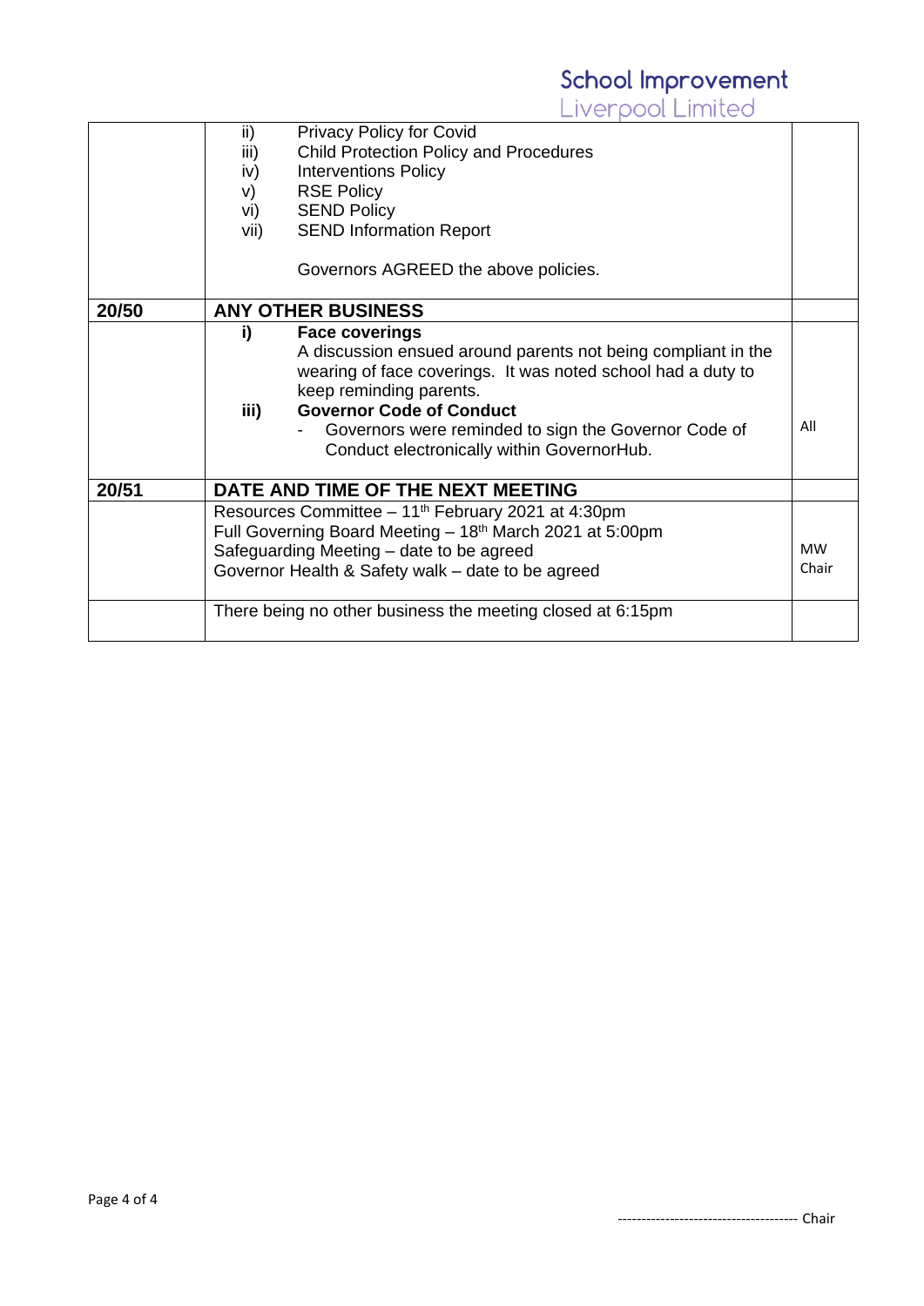| | | |
|---|---|---|
| | ii) Privacy Policy for Covid<br>iii) Child Protection Policy and Procedures<br>iv) Interventions Policy<br>v) RSE Policy<br>vi) SEND Policy<br>vii) SEND Information Report<br><br>Governors AGREED the above policies. | |
| **20/50** | **ANY OTHER BUSINESS** | |
| | **i) Face coverings**<br>A discussion ensued around parents not being compliant in the wearing of face coverings. It was noted school had a duty to keep reminding parents.<br>**iii) Governor Code of Conduct**<br>- Governors were reminded to sign the Governor Code of Conduct electronically within GovernorHub. | All |
| **20/51** | **DATE AND TIME OF THE NEXT MEETING** | |
| | Resources Committee – 11th February 2021 at 4:30pm<br>Full Governing Board Meeting – 18th March 2021 at 5:00pm<br>Safeguarding Meeting – date to be agreed<br>Governor Health & Safety walk – date to be agreed | MW<br>Chair |
| | There being no other business the meeting closed at 6:15pm | |

------------------------------------- Chair